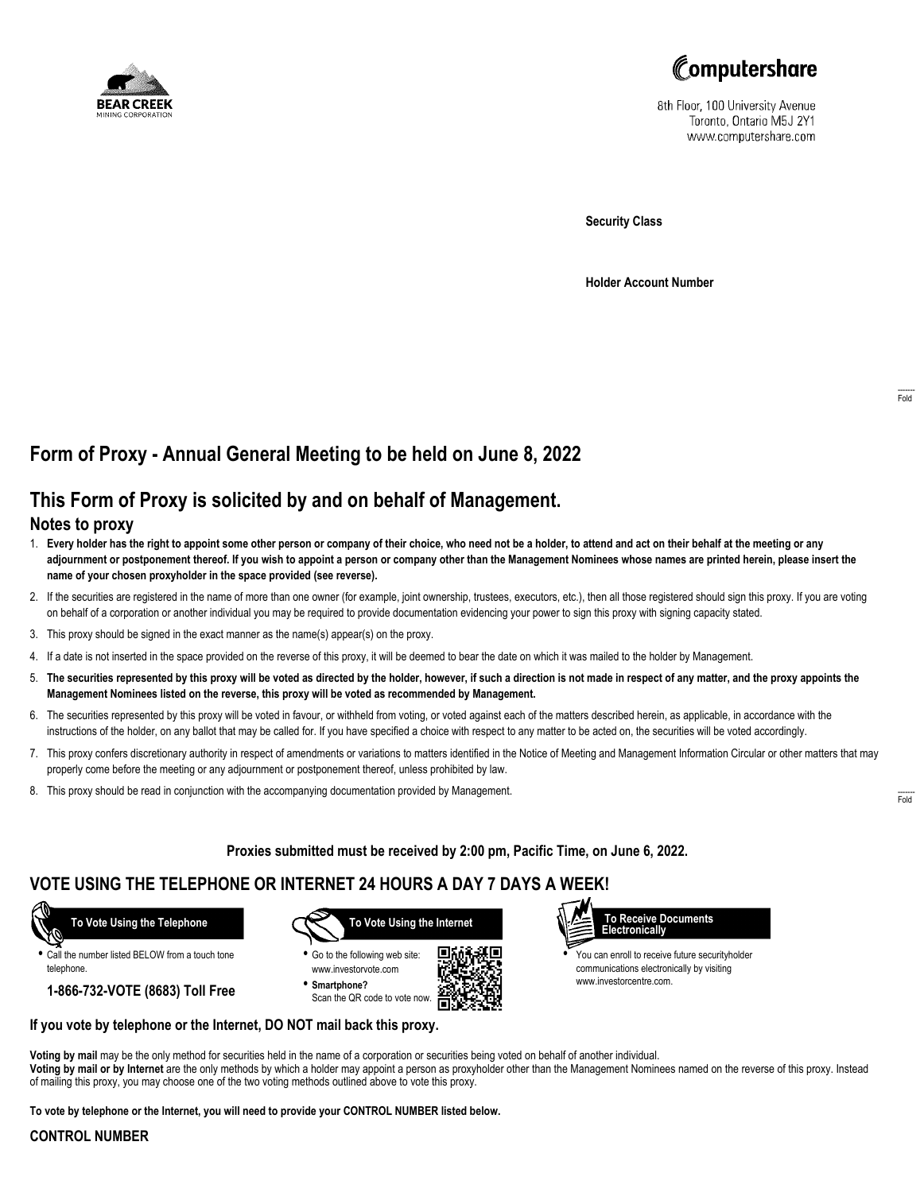BEAR CREEK
MINING CORPORATION

Computershare
8th Floor, 100 University Avenue
Toronto, Ontario M5J 2Y1
www.computershare.com

**Security Class**

**Holder Account Number**

Fold

# Form of Proxy - Annual General Meeting to be held on June 8, 2022

## This Form of Proxy is solicited by and on behalf of Management.

### Notes to proxy

1. **Every holder has the right to appoint some other person or company of their choice, who need not be a holder, to attend and act on their behalf at the meeting or any adjournment or postponement thereof. If you wish to appoint a person or company other than the Management Nominees whose names are printed herein, please insert the name of your chosen proxyholder in the space provided (see reverse).**
2. If the securities are registered in the name of more than one owner (for example, joint ownership, trustees, executors, etc.), then all those registered should sign this proxy. If you are voting on behalf of a corporation or another individual you may be required to provide documentation evidencing your power to sign this proxy with signing capacity stated.
3. This proxy should be signed in the exact manner as the name(s) appear(s) on the proxy.
4. If a date is not inserted in the space provided on the reverse of this proxy, it will be deemed to bear the date on which it was mailed to the holder by Management.
5. **The securities represented by this proxy will be voted as directed by the holder, however, if such a direction is not made in respect of any matter, and the proxy appoints the Management Nominees listed on the reverse, this proxy will be voted as recommended by Management.**
6. The securities represented by this proxy will be voted in favour, or withheld from voting, or voted against each of the matters described herein, as applicable, in accordance with the instructions of the holder, on any ballot that may be called for. If you have specified a choice with respect to any matter to be acted on, the securities will be voted accordingly.
7. This proxy confers discretionary authority in respect of amendments or variations to matters identified in the Notice of Meeting and Management Information Circular or other matters that may properly come before the meeting or any adjournment or postponement thereof, unless prohibited by law.
8. This proxy should be read in conjunction with the accompanying documentation provided by Management.

Fold

**Proxies submitted must be received by 2:00 pm, Pacific Time, on June 6, 2022.**

## VOTE USING THE TELEPHONE OR INTERNET 24 HOURS A DAY 7 DAYS A WEEK!

**To Vote Using the Telephone**

- Call the number listed BELOW from a touch tone telephone.

**1-866-732-VOTE (8683) Toll Free**

**To Vote Using the Internet**

- Go to the following web site: www.investorvote.com
- **Smartphone?** Scan the QR code to vote now.

**To Receive Documents Electronically**

- You can enroll to receive future securityholder communications electronically by visiting www.investorcentre.com.

**If you vote by telephone or the Internet, DO NOT mail back this proxy.**

**Voting by mail** may be the only method for securities held in the name of a corporation or securities being voted on behalf of another individual.
**Voting by mail or by Internet** are the only methods by which a holder may appoint a person as proxyholder other than the Management Nominees named on the reverse of this proxy. Instead of mailing this proxy, you may choose one of the two voting methods outlined above to vote this proxy.

**To vote by telephone or the Internet, you will need to provide your CONTROL NUMBER listed below.**

**CONTROL NUMBER**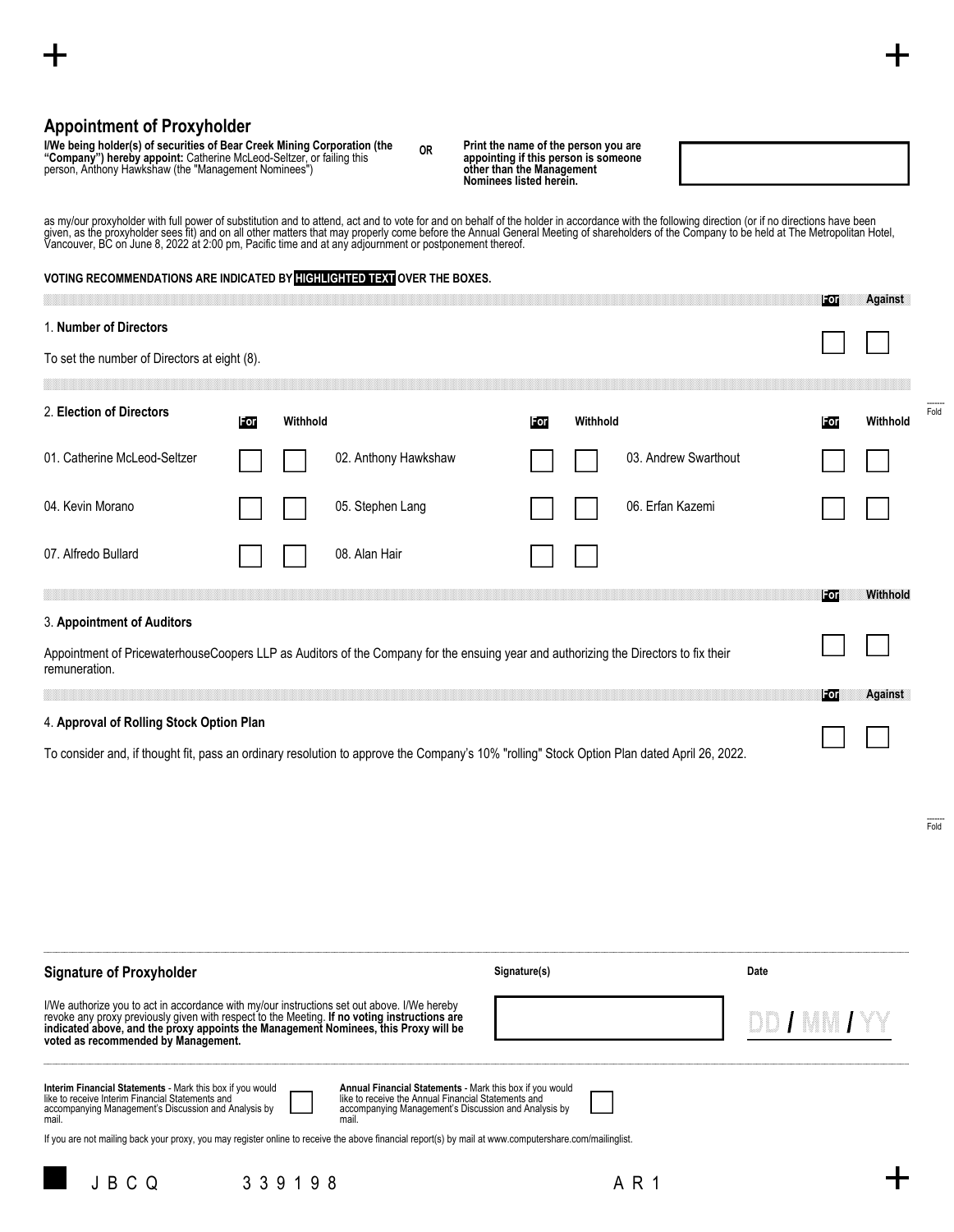## Appointment of Proxyholder

**I/We being holder(s) of securities of Bear Creek Mining Corporation (the "Company") hereby appoint:** Catherine McLeod-Seltzer, or failing this person, Anthony Hawkshaw (the "Management Nominees")

**OR**

**Print the name of the person you are appointing if this person is someone other than the Management Nominees listed herein.**

as my/our proxyholder with full power of substitution and to attend, act and to vote for and on behalf of the holder in accordance with the following direction (or if no directions have been given, as the proxyholder sees fit) and on all other matters that may properly come before the Annual General Meeting of shareholders of the Company to be held at The Metropolitan Hotel, Vancouver, BC on June 8, 2022 at 2:00 pm, Pacific time and at any adjournment or postponement thereof.

**VOTING RECOMMENDATIONS ARE INDICATED BY HIGHLIGHTED TEXT OVER THE BOXES.**

| | For | Against |
|---|---|---|
| 1. **Number of Directors**<br>To set the number of Directors at eight (8). | ☐ | ☐ |

2. **Election of Directors**

| | For | Withhold | | For | Withhold | | For | Withhold |
|---|---|---|---|---|---|---|---|---|
| 01. Catherine McLeod-Seltzer | ☐ | ☐ | 02. Anthony Hawkshaw | ☐ | ☐ | 03. Andrew Swarthout | ☐ | ☐ |
| 04. Kevin Morano | ☐ | ☐ | 05. Stephen Lang | ☐ | ☐ | 06. Erfan Kazemi | ☐ | ☐ |
| 07. Alfredo Bullard | ☐ | ☐ | 08. Alan Hair | ☐ | ☐ | | | |

| | For | Withhold |
|---|---|---|
| 3. **Appointment of Auditors**<br>Appointment of PricewaterhouseCoopers LLP as Auditors of the Company for the ensuing year and authorizing the Directors to fix their remuneration. | ☐ | ☐ |

| | For | Against |
|---|---|---|
| 4. **Approval of Rolling Stock Option Plan**<br>To consider and, if thought fit, pass an ordinary resolution to approve the Company's 10% "rolling" Stock Option Plan dated April 26, 2022. | ☐ | ☐ |

Fold

Fold

## Signature of Proxyholder

I/We authorize you to act in accordance with my/our instructions set out above. I/We hereby revoke any proxy previously given with respect to the Meeting. **If no voting instructions are indicated above, and the proxy appoints the Management Nominees, this Proxy will be voted as recommended by Management.**

**Signature(s)**

**Date**

DD / MM / YY

**Interim Financial Statements** - Mark this box if you would like to receive Interim Financial Statements and accompanying Management's Discussion and Analysis by mail. ☐

**Annual Financial Statements** - Mark this box if you would like to receive the Annual Financial Statements and accompanying Management's Discussion and Analysis by mail. ☐

If you are not mailing back your proxy, you may register online to receive the above financial report(s) by mail at www.computershare.com/mailinglist.

J B C Q 3 3 9 1 9 8 A R 1